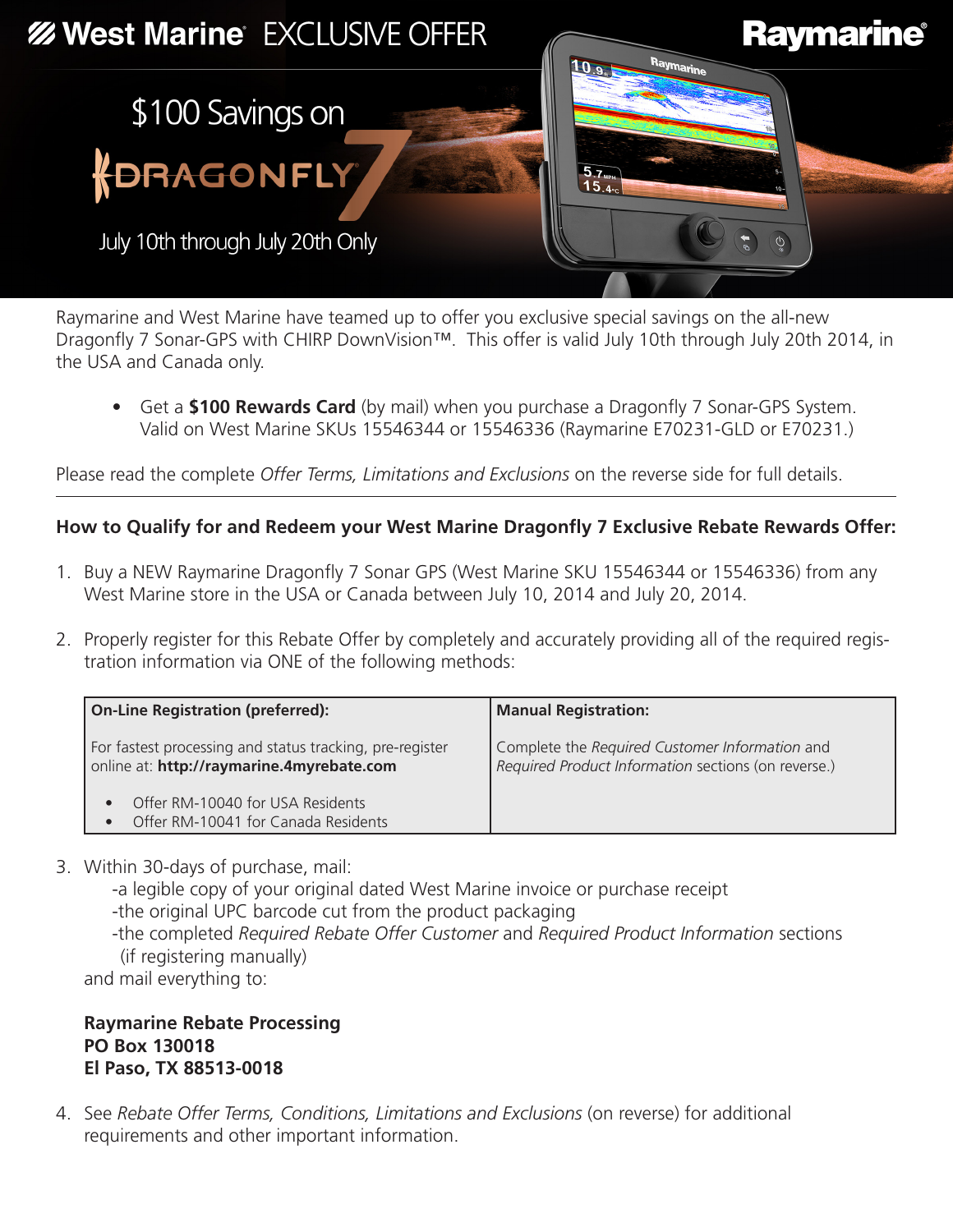**West Marine** EXCLUSIVE OFFER

**Raymarine**

# $100 Savings on DRAGONFLY 7

July 10th through July 20th Only

Raymarine and West Marine have teamed up to offer you exclusive special savings on the all-new Dragonfly 7 Sonar-GPS with CHIRP DownVision™. This offer is valid July 10th through July 20th 2014, in the USA and Canada only.

- Get a **$100 Rewards Card** (by mail) when you purchase a Dragonfly 7 Sonar-GPS System. Valid on West Marine SKUs 15546344 or 15546336 (Raymarine E70231-GLD or E70231.)

Please read the complete *Offer Terms, Limitations and Exclusions* on the reverse side for full details.

---

**How to Qualify for and Redeem your West Marine Dragonfly 7 Exclusive Rebate Rewards Offer:**

1. Buy a NEW Raymarine Dragonfly 7 Sonar GPS (West Marine SKU 15546344 or 15546336) from any West Marine store in the USA or Canada between July 10, 2014 and July 20, 2014.

2. Properly register for this Rebate Offer by completely and accurately providing all of the required registration information via ONE of the following methods:

| On-Line Registration (preferred): | Manual Registration: |
|---|---|
| For fastest processing and status tracking, pre-register online at: **http://raymarine.4myrebate.com**<br>• Offer RM-10040 for USA Residents<br>• Offer RM-10041 for Canada Residents | Complete the *Required Customer Information* and *Required Product Information* sections (on reverse.) |

3. Within 30-days of purchase, mail:
   -a legible copy of your original dated West Marine invoice or purchase receipt
   -the original UPC barcode cut from the product packaging
   -the completed *Required Rebate Offer Customer* and *Required Product Information* sections (if registering manually)
   and mail everything to:

   **Raymarine Rebate Processing**
   **PO Box 130018**
   **El Paso, TX 88513-0018**

4. See *Rebate Offer Terms, Conditions, Limitations and Exclusions* (on reverse) for additional requirements and other important information.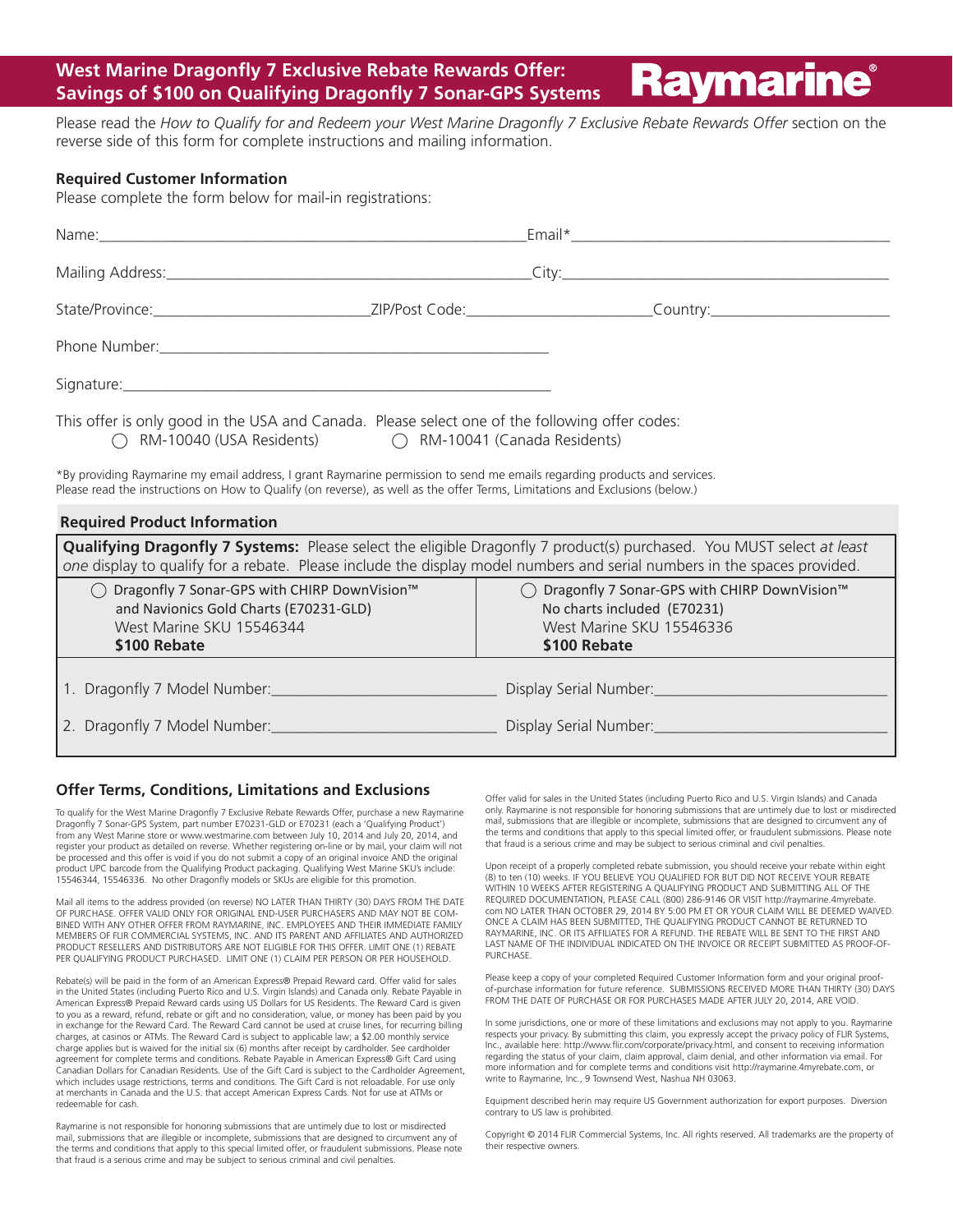# West Marine Dragonfly 7 Exclusive Rebate Rewards Offer: Savings of $100 on Qualifying Dragonfly 7 Sonar-GPS Systems

**Raymarine®**

Please read the *How to Qualify for and Redeem your West Marine Dragonfly 7 Exclusive Rebate Rewards Offer* section on the reverse side of this form for complete instructions and mailing information.

## Required Customer Information

Please complete the form below for mail-in registrations:

Name:\_\_\_\_\_\_\_\_\_\_\_\_\_\_\_\_\_\_\_\_\_\_\_\_\_\_\_\_\_\_\_\_\_\_\_\_\_\_\_\_ Email\*\_\_\_\_\_\_\_\_\_\_\_\_\_\_\_\_\_\_\_\_\_\_\_\_\_\_\_\_\_\_\_\_\_\_

Mailing Address:\_\_\_\_\_\_\_\_\_\_\_\_\_\_\_\_\_\_\_\_\_\_\_\_\_\_\_\_\_\_\_\_\_\_ City:\_\_\_\_\_\_\_\_\_\_\_\_\_\_\_\_\_\_\_\_\_\_\_\_\_\_\_\_\_\_\_\_\_\_

State/Province:\_\_\_\_\_\_\_\_\_\_\_\_\_\_\_\_\_\_\_\_ ZIP/Post Code:\_\_\_\_\_\_\_\_\_\_\_\_\_\_\_\_\_\_ Country:\_\_\_\_\_\_\_\_\_\_\_\_\_\_\_\_\_\_

Phone Number:\_\_\_\_\_\_\_\_\_\_\_\_\_\_\_\_\_\_\_\_\_\_\_\_\_\_\_\_\_\_\_\_\_\_\_\_\_\_

Signature:\_\_\_\_\_\_\_\_\_\_\_\_\_\_\_\_\_\_\_\_\_\_\_\_\_\_\_\_\_\_\_\_\_\_\_\_\_\_\_\_

This offer is only good in the USA and Canada. Please select one of the following offer codes:

◯ RM-10040 (USA Residents) ◯ RM-10041 (Canada Residents)

\*By providing Raymarine my email address, I grant Raymarine permission to send me emails regarding products and services.
Please read the instructions on How to Qualify (on reverse), as well as the offer Terms, Limitations and Exclusions (below.)

## Required Product Information

**Qualifying Dragonfly 7 Systems:** Please select the eligible Dragonfly 7 product(s) purchased. You MUST select *at least one* display to qualify for a rebate. Please include the display model numbers and serial numbers in the spaces provided.

| | |
|---|---|
| ◯ Dragonfly 7 Sonar-GPS with CHIRP DownVision™ and Navionics Gold Charts (E70231-GLD)<br>West Marine SKU 15546344<br>**$100 Rebate** | ◯ Dragonfly 7 Sonar-GPS with CHIRP DownVision™ No charts included (E70231)<br>West Marine SKU 15546336<br>**$100 Rebate** |

1. Dragonfly 7 Model Number:\_\_\_\_\_\_\_\_\_\_\_\_\_\_\_\_\_\_\_\_\_\_\_\_ Display Serial Number:\_\_\_\_\_\_\_\_\_\_\_\_\_\_\_\_\_\_\_\_\_\_\_\_
2. Dragonfly 7 Model Number:\_\_\_\_\_\_\_\_\_\_\_\_\_\_\_\_\_\_\_\_\_\_\_\_ Display Serial Number:\_\_\_\_\_\_\_\_\_\_\_\_\_\_\_\_\_\_\_\_\_\_\_\_

## Offer Terms, Conditions, Limitations and Exclusions

To qualify for the West Marine Dragonfly 7 Exclusive Rebate Rewards Offer, purchase a new Raymarine Dragonfly 7 Sonar-GPS System, part number E70231-GLD or E70231 (each a 'Qualifying Product') from any West Marine store or www.westmarine.com between July 10, 2014 and July 20, 2014, and register your product as detailed on reverse. Whether registering on-line or by mail, your claim will not be processed and this offer is void if you do not submit a copy of an original invoice AND the original product UPC barcode from the Qualifying Product packaging. Qualifying West Marine SKU's include: 15546344, 15546336. No other Dragonfly models or SKUs are eligible for this promotion.

Mail all items to the address provided (on reverse) NO LATER THAN THIRTY (30) DAYS FROM THE DATE OF PURCHASE. OFFER VALID ONLY FOR ORIGINAL END-USER PURCHASERS AND MAY NOT BE COMBINED WITH ANY OTHER OFFER FROM RAYMARINE, INC. EMPLOYEES AND THEIR IMMEDIATE FAMILY MEMBERS OF FLIR COMMERCIAL SYSTEMS, INC. AND ITS PARENT AND AFFILIATES AND AUTHORIZED PRODUCT RESELLERS AND DISTRIBUTORS ARE NOT ELIGIBLE FOR THIS OFFER. LIMIT ONE (1) REBATE PER QUALIFYING PRODUCT PURCHASED. LIMIT ONE (1) CLAIM PER PERSON OR PER HOUSEHOLD.

Rebate(s) will be paid in the form of an American Express® Prepaid Reward card. Offer valid for sales in the United States (including Puerto Rico and U.S. Virgin Islands) and Canada only. Rebate Payable in American Express® Prepaid Reward cards using US Dollars for US Residents. The Reward Card is given to you as a reward, refund, rebate or gift and no consideration, value, or money has been paid by you in exchange for the Reward Card. The Reward Card cannot be used at cruise lines, for recurring billing charges, at casinos or ATMs. The Reward Card is subject to applicable law; a $2.00 monthly service charge applies but is waived for the initial six (6) months after receipt by cardholder. See cardholder agreement for complete terms and conditions. Rebate Payable in American Express® Gift Card using Canadian Dollars for Canadian Residents. Use of the Gift Card is subject to the Cardholder Agreement, which includes usage restrictions, terms and conditions. The Gift Card is not reloadable. For use only at merchants in Canada and the U.S. that accept American Express Cards. Not for use at ATMs or redeemable for cash.

Raymarine is not responsible for honoring submissions that are untimely due to lost or misdirected mail, submissions that are illegible or incomplete, submissions that are designed to circumvent any of the terms and conditions that apply to this special limited offer, or fraudulent submissions. Please note that fraud is a serious crime and may be subject to serious criminal and civil penalties.

Offer valid for sales in the United States (including Puerto Rico and U.S. Virgin Islands) and Canada only. Raymarine is not responsible for honoring submissions that are untimely due to lost or misdirected mail, submissions that are illegible or incomplete, submissions that are designed to circumvent any of the terms and conditions that apply to this special limited offer, or fraudulent submissions. Please note that fraud is a serious crime and may be subject to serious criminal and civil penalties.

Upon receipt of a properly completed rebate submission, you should receive your rebate within eight (8) to ten (10) weeks. IF YOU BELIEVE YOU QUALIFIED FOR BUT DID NOT RECEIVE YOUR REBATE WITHIN 10 WEEKS AFTER REGISTERING A QUALIFYING PRODUCT AND SUBMITTING ALL OF THE REQUIRED DOCUMENTATION, PLEASE CALL (800) 286-9146 OR VISIT http://raymarine.4myrebate.com NO LATER THAN OCTOBER 29, 2014 BY 5:00 PM ET OR YOUR CLAIM WILL BE DEEMED WAIVED. ONCE A CLAIM HAS BEEN SUBMITTED, THE QUALIFYING PRODUCT CANNOT BE RETURNED TO RAYMARINE, INC. OR ITS AFFILIATES FOR A REFUND. THE REBATE WILL BE SENT TO THE FIRST AND LAST NAME OF THE INDIVIDUAL INDICATED ON THE INVOICE OR RECEIPT SUBMITTED AS PROOF-OF-PURCHASE.

Please keep a copy of your completed Required Customer Information form and your original proof-of-purchase information for future reference. SUBMISSIONS RECEIVED MORE THAN THIRTY (30) DAYS FROM THE DATE OF PURCHASE OR FOR PURCHASES MADE AFTER JULY 20, 2014, ARE VOID.

In some jurisdictions, one or more of these limitations and exclusions may not apply to you. Raymarine respects your privacy. By submitting this claim, you expressly accept the privacy policy of FLIR Systems, Inc., available here: http://www.flir.com/corporate/privacy.html, and consent to receiving information regarding the status of your claim, claim approval, claim denial, and other information via email. For more information and for complete terms and conditions visit http://raymarine.4myrebate.com, or write to Raymarine, Inc., 9 Townsend West, Nashua NH 03063.

Equipment described herein may require US Government authorization for export purposes. Diversion contrary to US law is prohibited.

Copyright © 2014 FLIR Commercial Systems, Inc. All rights reserved. All trademarks are the property of their respective owners.